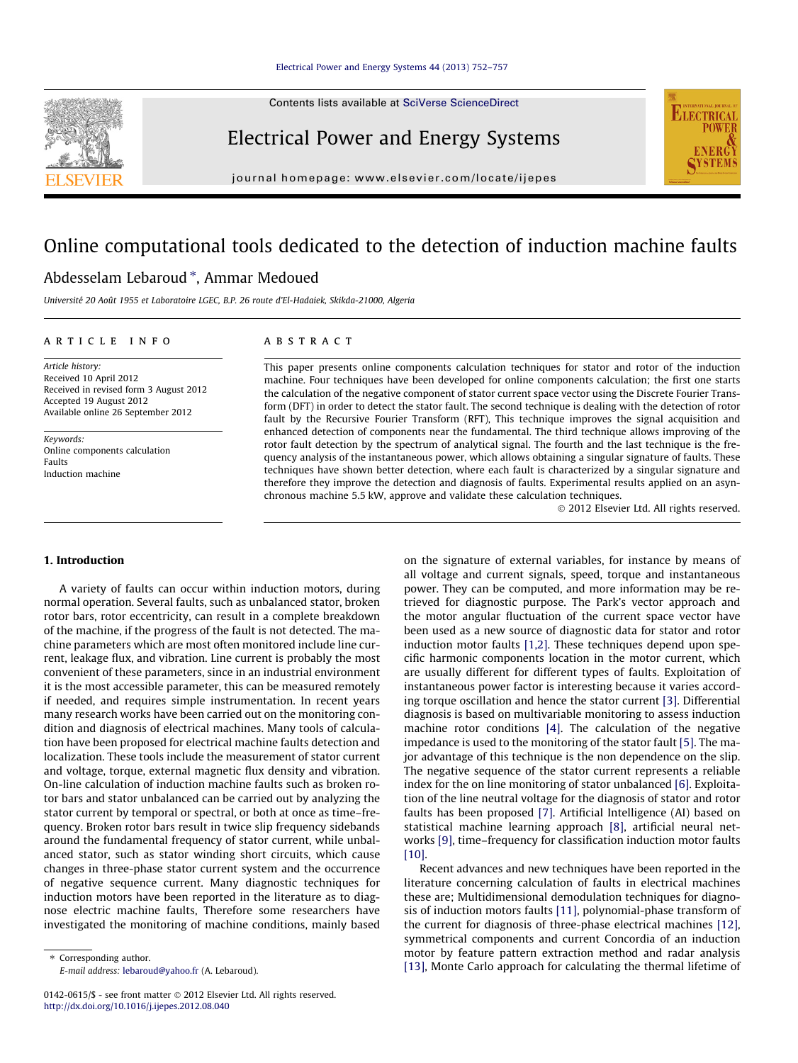# Online computational tools dedicated to the detection of induction machine faults

Abdesselam Lebaroud *, Ammar Medoued

*Université 20 Août 1955 et Laboratoire LGEC, B.P. 26 route d'El-Hadaiek, Skikda-21000, Algeria*

**ARTICLE INFO**

*Article history:*
Received 10 April 2012
Received in revised form 3 August 2012
Accepted 19 August 2012
Available online 26 September 2012

*Keywords:*
Online components calculation
Faults
Induction machine

**ABSTRACT**

This paper presents online components calculation techniques for stator and rotor of the induction machine. Four techniques have been developed for online components calculation; the first one starts the calculation of the negative component of stator current space vector using the Discrete Fourier Transform (DFT) in order to detect the stator fault. The second technique is dealing with the detection of rotor fault by the Recursive Fourier Transform (RFT), This technique improves the signal acquisition and enhanced detection of components near the fundamental. The third technique allows improving of the rotor fault detection by the spectrum of analytical signal. The fourth and the last technique is the frequency analysis of the instantaneous power, which allows obtaining a singular signature of faults. These techniques have shown better detection, where each fault is characterized by a singular signature and therefore they improve the detection and diagnosis of faults. Experimental results applied on an asynchronous machine 5.5 kW, approve and validate these calculation techniques.

© 2012 Elsevier Ltd. All rights reserved.

## 1. Introduction

A variety of faults can occur within induction motors, during normal operation. Several faults, such as unbalanced stator, broken rotor bars, rotor eccentricity, can result in a complete breakdown of the machine, if the progress of the fault is not detected. The machine parameters which are most often monitored include line current, leakage flux, and vibration. Line current is probably the most convenient of these parameters, since in an industrial environment it is the most accessible parameter, this can be measured remotely if needed, and requires simple instrumentation. In recent years many research works have been carried out on the monitoring condition and diagnosis of electrical machines. Many tools of calculation have been proposed for electrical machine faults detection and localization. These tools include the measurement of stator current and voltage, torque, external magnetic flux density and vibration. On-line calculation of induction machine faults such as broken rotor bars and stator unbalanced can be carried out by analyzing the stator current by temporal or spectral, or both at once as time–frequency. Broken rotor bars result in twice slip frequency sidebands around the fundamental frequency of stator current, while unbalanced stator, such as stator winding short circuits, which cause changes in three-phase stator current system and the occurrence of negative sequence current. Many diagnostic techniques for induction motors have been reported in the literature as to diagnose electric machine faults, Therefore some researchers have investigated the monitoring of machine conditions, mainly based on the signature of external variables, for instance by means of all voltage and current signals, speed, torque and instantaneous power. They can be computed, and more information may be retrieved for diagnostic purpose. The Park's vector approach and the motor angular fluctuation of the current space vector have been used as a new source of diagnostic data for stator and rotor induction motor faults [1,2]. These techniques depend upon specific harmonic components location in the motor current, which are usually different for different types of faults. Exploitation of instantaneous power factor is interesting because it varies according torque oscillation and hence the stator current [3]. Differential diagnosis is based on multivariable monitoring to assess induction machine rotor conditions [4]. The calculation of the negative impedance is used to the monitoring of the stator fault [5]. The major advantage of this technique is the non dependence on the slip. The negative sequence of the stator current represents a reliable index for the on line monitoring of stator unbalanced [6]. Exploitation of the line neutral voltage for the diagnosis of stator and rotor faults has been proposed [7]. Artificial Intelligence (AI) based on statistical machine learning approach [8], artificial neural networks [9], time–frequency for classification induction motor faults [10].

Recent advances and new techniques have been reported in the literature concerning calculation of faults in electrical machines these are; Multidimensional demodulation techniques for diagnosis of induction motors faults [11], polynomial-phase transform of the current for diagnosis of three-phase electrical machines [12], symmetrical components and current Concordia of an induction motor by feature pattern extraction method and radar analysis [13], Monte Carlo approach for calculating the thermal lifetime of

\* Corresponding author.
E-mail address: lebaroud@yahoo.fr (A. Lebaroud).

0142-0615/$ - see front matter © 2012 Elsevier Ltd. All rights reserved.
http://dx.doi.org/10.1016/j.ijepes.2012.08.040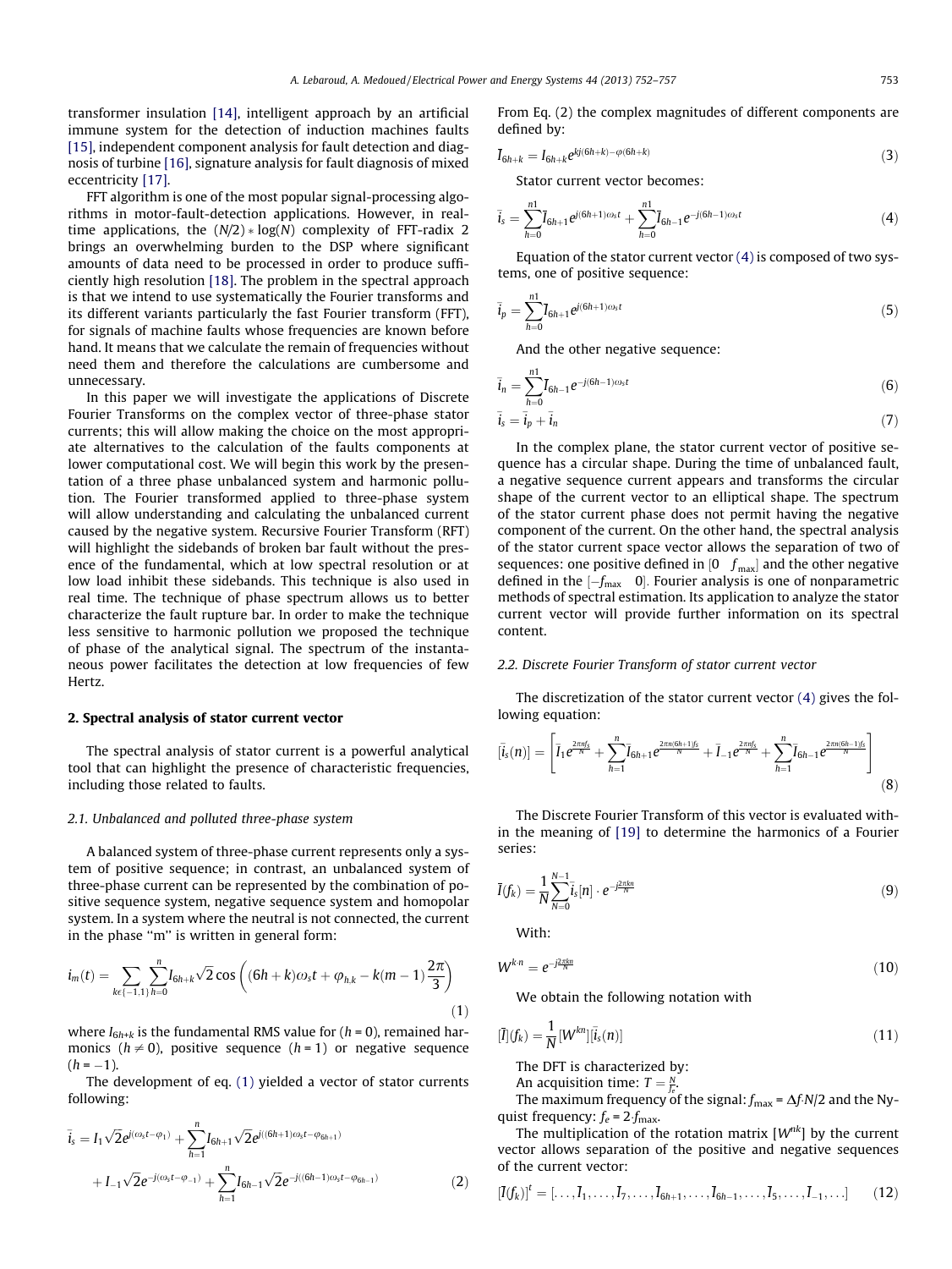transformer insulation [14], intelligent approach by an artificial immune system for the detection of induction machines faults [15], independent component analysis for fault detection and diagnosis of turbine [16], signature analysis for fault diagnosis of mixed eccentricity [17].

FFT algorithm is one of the most popular signal-processing algorithms in motor-fault-detection applications. However, in real-time applications, the $(N/2)*\log(N)$ complexity of FFT-radix 2 brings an overwhelming burden to the DSP where significant amounts of data need to be processed in order to produce sufficiently high resolution [18]. The problem in the spectral approach is that we intend to use systematically the Fourier transforms and its different variants particularly the fast Fourier transform (FFT), for signals of machine faults whose frequencies are known before hand. It means that we calculate the remain of frequencies without need them and therefore the calculations are cumbersome and unnecessary.

In this paper we will investigate the applications of Discrete Fourier Transforms on the complex vector of three-phase stator currents; this will allow making the choice on the most appropriate alternatives to the calculation of the faults components at lower computational cost. We will begin this work by the presentation of a three phase unbalanced system and harmonic pollution. The Fourier transformed applied to three-phase system will allow understanding and calculating the unbalanced current caused by the negative system. Recursive Fourier Transform (RFT) will highlight the sidebands of broken bar fault without the presence of the fundamental, which at low spectral resolution or at low load inhibit these sidebands. This technique is also used in real time. The technique of phase spectrum allows us to better characterize the fault rupture bar. In order to make the technique less sensitive to harmonic pollution we proposed the technique of phase of the analytical signal. The spectrum of the instantaneous power facilitates the detection at low frequencies of few Hertz.

## 2. Spectral analysis of stator current vector

The spectral analysis of stator current is a powerful analytical tool that can highlight the presence of characteristic frequencies, including those related to faults.

### 2.1. Unbalanced and polluted three-phase system

A balanced system of three-phase current represents only a system of positive sequence; in contrast, an unbalanced system of three-phase current can be represented by the combination of positive sequence system, negative sequence system and homopolar system. In a system where the neutral is not connected, the current in the phase "m" is written in general form:

$$i_m(t) = \sum_{k\epsilon\{-1,1\}}\sum_{h=0}^{n} I_{6h+k}\sqrt{2}\cos\left((6h+k)\omega_s t + \varphi_{h,k} - k(m-1)\frac{2\pi}{3}\right) \tag{1}$$

where $I_{6h+k}$ is the fundamental RMS value for ($h = 0$), remained harmonics ($h \neq 0$), positive sequence ($h = 1$) or negative sequence ($h = -1$).

The development of eq. (1) yielded a vector of stator currents following:

$$\bar{i}_s = I_1\sqrt{2}e^{j(\omega_s t - \varphi_1)} + \sum_{h=1}^{n} I_{6h+1}\sqrt{2}e^{j((6h+1)\omega_s t - \varphi_{6h+1})} + I_{-1}\sqrt{2}e^{-j(\omega_s t - \varphi_{-1})} + \sum_{h=1}^{n} I_{6h-1}\sqrt{2}e^{-j((6h-1)\omega_s t - \varphi_{6h-1})} \tag{2}$$

From Eq. (2) the complex magnitudes of different components are defined by:

$$\bar{I}_{6h+k} = I_{6h+k}e^{kj(6h+k)-\varphi(6h+k)} \tag{3}$$

Stator current vector becomes:

$$\bar{i}_s = \sum_{h=0}^{n1}\bar{I}_{6h+1}e^{j(6h+1)\omega_s t} + \sum_{h=0}^{n1}\bar{I}_{6h-1}e^{-j(6h-1)\omega_s t} \tag{4}$$

Equation of the stator current vector (4) is composed of two systems, one of positive sequence:

$$\bar{i}_p = \sum_{h=0}^{n1}\bar{I}_{6h+1}e^{j(6h+1)\omega_s t} \tag{5}$$

And the other negative sequence:

$$\bar{i}_n = \sum_{h=0}^{n1}\bar{I}_{6h-1}e^{-j(6h-1)\omega_s t} \tag{6}$$

$$\bar{i}_s = \bar{i}_p + \bar{i}_n \tag{7}$$

In the complex plane, the stator current vector of positive sequence has a circular shape. During the time of unbalanced fault, a negative sequence current appears and transforms the circular shape of the current vector to an elliptical shape. The spectrum of the stator current phase does not permit having the negative component of the current. On the other hand, the spectral analysis of the stator current space vector allows the separation of two of sequences: one positive defined in $[0 \quad f_{\max}]$ and the other negative defined in the $[-f_{\max} \quad 0]$. Fourier analysis is one of nonparametric methods of spectral estimation. Its application to analyze the stator current vector will provide further information on its spectral content.

### 2.2. Discrete Fourier Transform of stator current vector

The discretization of the stator current vector (4) gives the following equation:

$$[\bar{i}_s(n)] = \left[\bar{I}_1 e^{\frac{2\pi n f_s}{N}} + \sum_{h=1}^{n}\bar{I}_{6h+1}e^{\frac{2\pi n(6h+1)f_s}{N}} + \bar{I}_{-1}e^{\frac{2\pi n f_s}{N}} + \sum_{h=1}^{n}\bar{I}_{6h-1}e^{\frac{2\pi n(6h-1)f_s}{N}}\right] \tag{8}$$

The Discrete Fourier Transform of this vector is evaluated within the meaning of [19] to determine the harmonics of a Fourier series:

$$\bar{I}(f_k) = \frac{1}{N}\sum_{N=0}^{N-1}\bar{i}_s[n]\cdot e^{-j\frac{2\pi kn}{N}} \tag{9}$$

With:

$$W^{k\cdot n} = e^{-j\frac{2\pi kn}{N}} \tag{10}$$

We obtain the following notation with

$$[\bar{I}](f_k) = \frac{1}{N}[W^{kn}][\bar{i}_s(n)] \tag{11}$$

The DFT is characterized by:

An acquisition time: $T = \frac{N}{f_e}$.

The maximum frequency of the signal: $f_{\max} = \Delta f \cdot N/2$ and the Nyquist frequency: $f_e = 2\cdot f_{\max}$.

The multiplication of the rotation matrix $[W^{nk}]$ by the current vector allows separation of the positive and negative sequences of the current vector:

$$[\bar{I}(f_k)]^t = [\ldots, I_1, \ldots, I_7, \ldots, I_{6h+1}, \ldots, I_{6h-1}, \ldots, I_5, \ldots, I_{-1}, \ldots] \tag{12}$$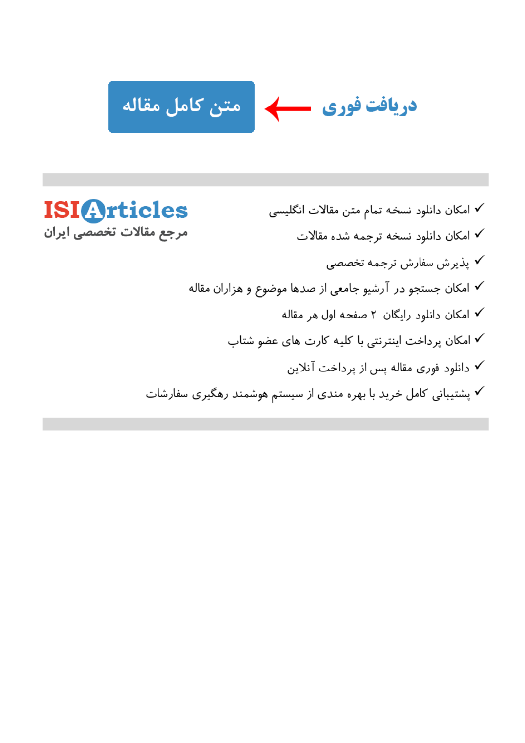دریافت فوری ← **متن کامل مقاله**

**ISIArticles**
مرجع مقالات تخصصی ایران

- ✓ امکان دانلود نسخه تمام متن مقالات انگلیسی
- ✓ امکان دانلود نسخه ترجمه شده مقالات
- ✓ پذیرش سفارش ترجمه تخصصی
- ✓ امکان جستجو در آرشیو جامعی از صدها موضوع و هزاران مقاله
- ✓ امکان دانلود رایگان ۲ صفحه اول هر مقاله
- ✓ امکان پرداخت اینترنتی با کلیه کارت های عضو شتاب
- ✓ دانلود فوری مقاله پس از پرداخت آنلاین
- ✓ پشتیبانی کامل خرید با بهره مندی از سیستم هوشمند رهگیری سفارشات